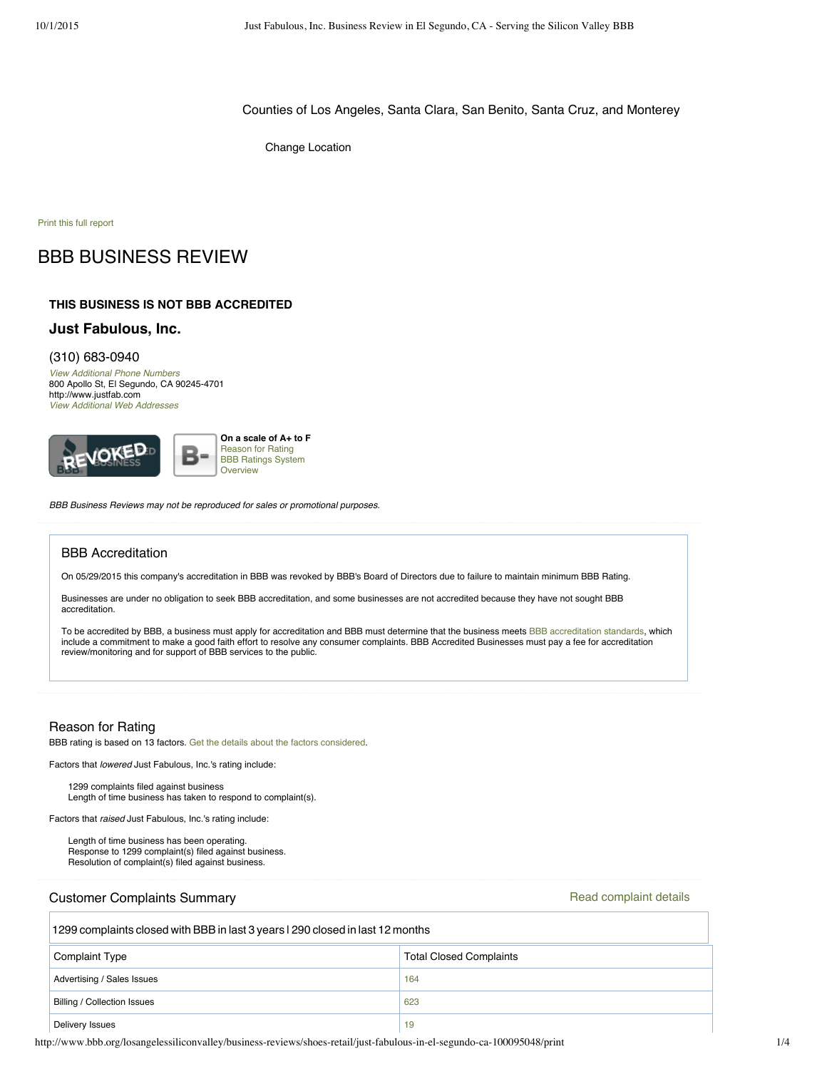Counties of Los Angeles, Santa Clara, San Benito, Santa Cruz, and Monterey

Change Location

Print this full report

# BBB BUSINESS REVIEW

**THIS BUSINESS IS NOT BBB ACCREDITED**

### Just Fabulous, Inc.

(310) 683-0940

*View Additional Phone Numbers*
800 Apollo St, El Segundo, CA 90245-4701
http://www.justfab.com
*View Additional Web Addresses*

REVOKED

B-

**On a scale of A+ to F**
Reason for Rating
BBB Ratings System Overview

*BBB Business Reviews may not be reproduced for sales or promotional purposes.*

## BBB Accreditation

On 05/29/2015 this company's accreditation in BBB was revoked by BBB's Board of Directors due to failure to maintain minimum BBB Rating.

Businesses are under no obligation to seek BBB accreditation, and some businesses are not accredited because they have not sought BBB accreditation.

To be accredited by BBB, a business must apply for accreditation and BBB must determine that the business meets BBB accreditation standards, which include a commitment to make a good faith effort to resolve any consumer complaints. BBB Accredited Businesses must pay a fee for accreditation review/monitoring and for support of BBB services to the public.

## Reason for Rating

BBB rating is based on 13 factors. Get the details about the factors considered.

Factors that *lowered* Just Fabulous, Inc.'s rating include:

- 1299 complaints filed against business
- Length of time business has taken to respond to complaint(s).

Factors that *raised* Just Fabulous, Inc.'s rating include:

- Length of time business has been operating.
- Response to 1299 complaint(s) filed against business.
- Resolution of complaint(s) filed against business.

## Customer Complaints Summary

Read complaint details

1299 complaints closed with BBB in last 3 years | 290 closed in last 12 months

| Complaint Type | Total Closed Complaints |
| --- | --- |
| Advertising / Sales Issues | 164 |
| Billing / Collection Issues | 623 |
| Delivery Issues | 19 |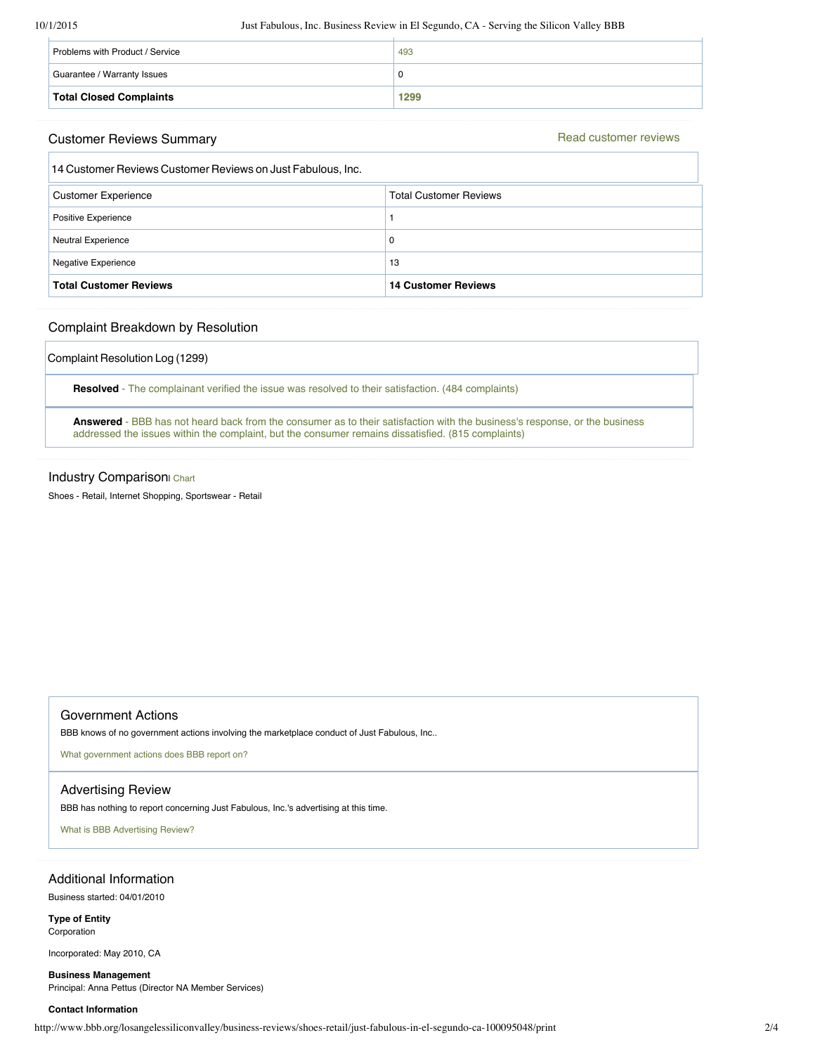| | |
|---|---|
| Problems with Product / Service | 493 |
| Guarantee / Warranty Issues | 0 |
| **Total Closed Complaints** | **1299** |

## Customer Reviews Summary

Read customer reviews

14 Customer Reviews Customer Reviews on Just Fabulous, Inc.

| Customer Experience | Total Customer Reviews |
|---|---|
| Positive Experience | 1 |
| Neutral Experience | 0 |
| Negative Experience | 13 |
| **Total Customer Reviews** | **14 Customer Reviews** |

## Complaint Breakdown by Resolution

Complaint Resolution Log (1299)

**Resolved** - The complainant verified the issue was resolved to their satisfaction. (484 complaints)

**Answered** - BBB has not heard back from the consumer as to their satisfaction with the business's response, or the business addressed the issues within the complaint, but the consumer remains dissatisfied. (815 complaints)

## Industry Comparison| Chart

Shoes - Retail, Internet Shopping, Sportswear - Retail

## Government Actions

BBB knows of no government actions involving the marketplace conduct of Just Fabulous, Inc..

What government actions does BBB report on?

## Advertising Review

BBB has nothing to report concerning Just Fabulous, Inc.'s advertising at this time.

What is BBB Advertising Review?

## Additional Information

Business started: 04/01/2010

**Type of Entity**
Corporation

Incorporated: May 2010, CA

**Business Management**
Principal: Anna Pettus (Director NA Member Services)

**Contact Information**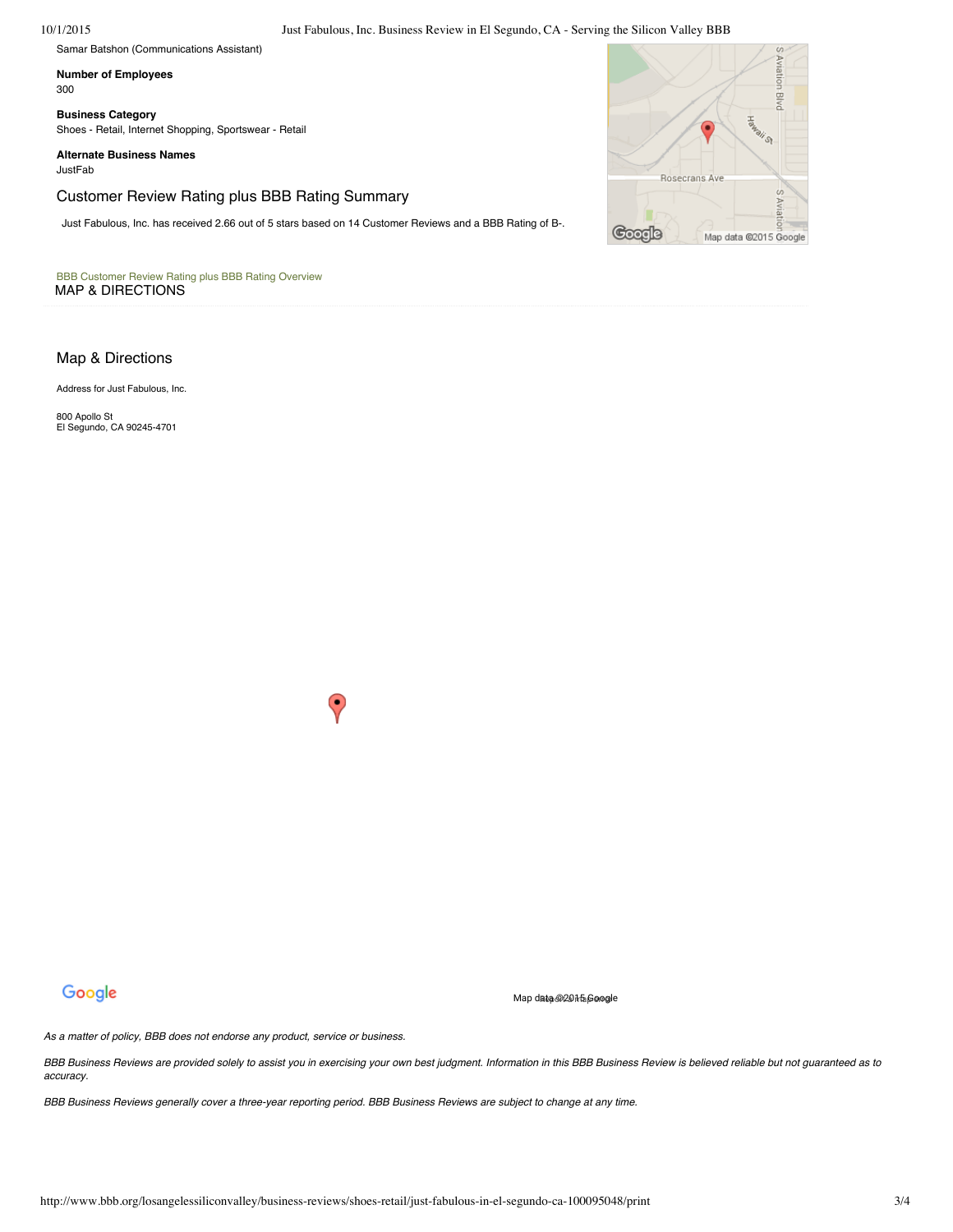Samar Batshon (Communications Assistant)

**Number of Employees**
300

**Business Category**
Shoes - Retail, Internet Shopping, Sportswear - Retail

**Alternate Business Names**
JustFab

## Customer Review Rating plus BBB Rating Summary

Just Fabulous, Inc. has received 2.66 out of 5 stars based on 14 Customer Reviews and a BBB Rating of B-.

BBB Customer Review Rating plus BBB Rating Overview

## MAP & DIRECTIONS

## Map & Directions

Address for Just Fabulous, Inc.

800 Apollo St
El Segundo, CA 90245-4701

*As a matter of policy, BBB does not endorse any product, service or business.*

*BBB Business Reviews are provided solely to assist you in exercising your own best judgment. Information in this BBB Business Review is believed reliable but not guaranteed as to accuracy.*

*BBB Business Reviews generally cover a three-year reporting period. BBB Business Reviews are subject to change at any time.*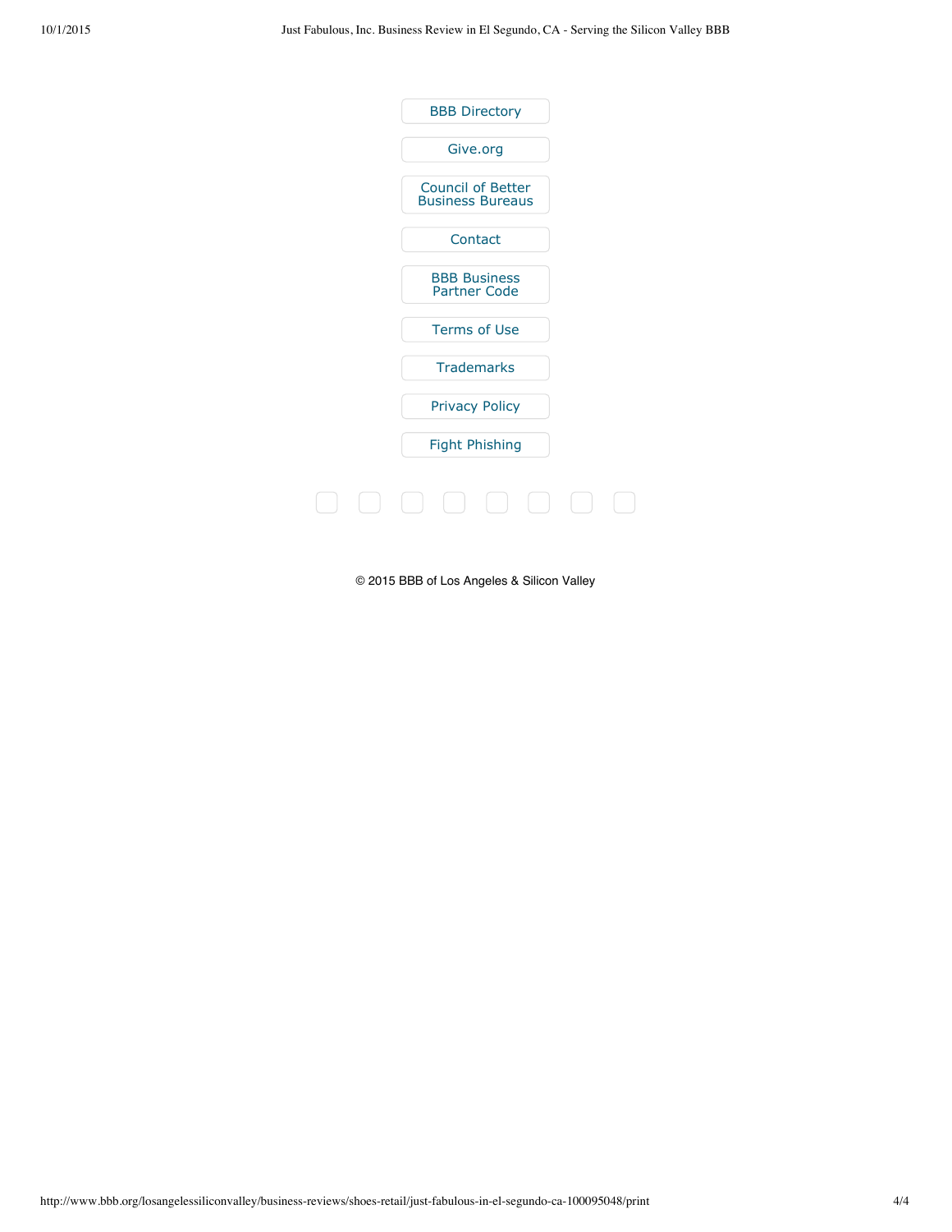BBB Directory

Give.org

Council of Better Business Bureaus

Contact

BBB Business Partner Code

Terms of Use

Trademarks

Privacy Policy

Fight Phishing

© 2015 BBB of Los Angeles & Silicon Valley